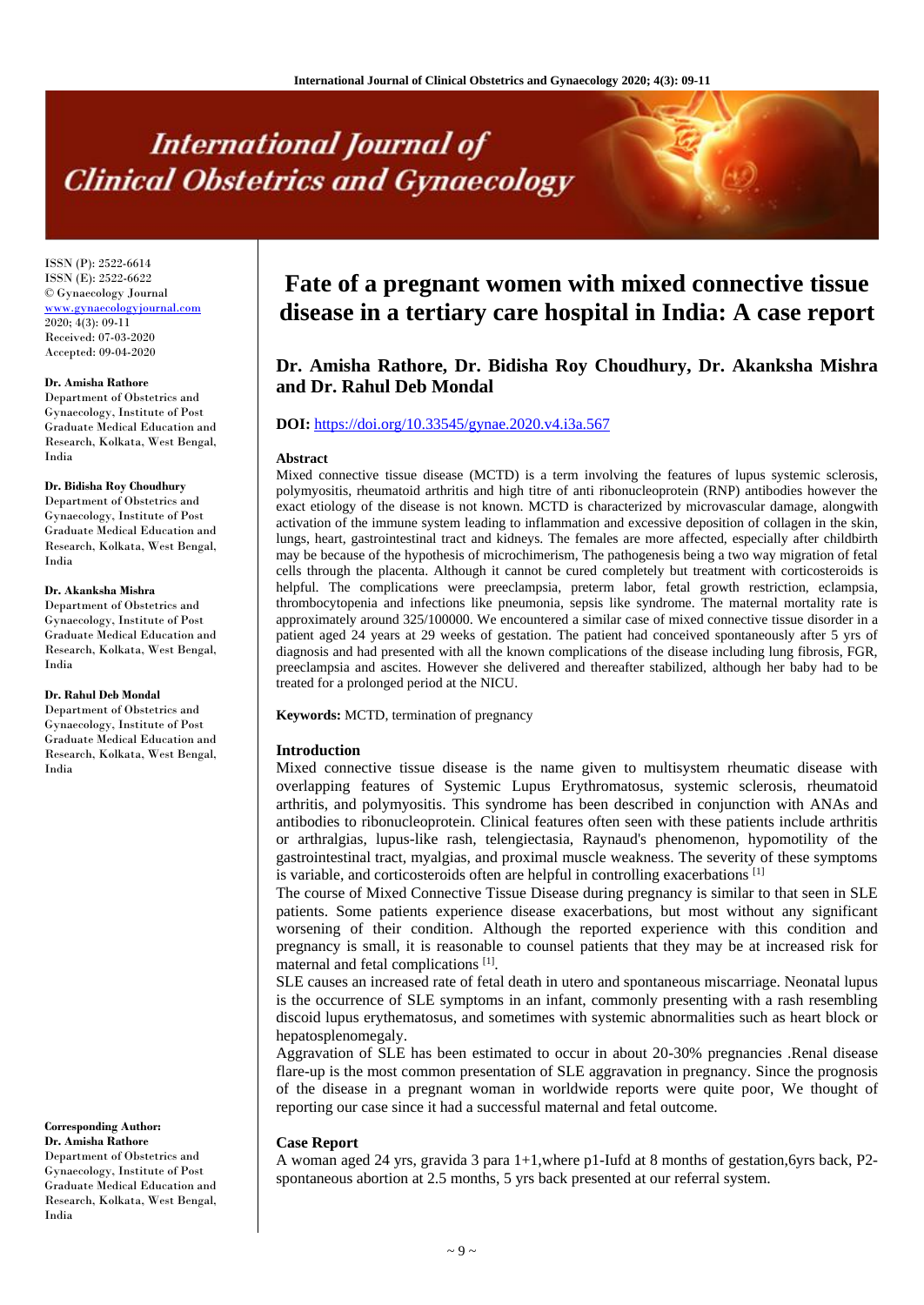ISSN (P): 2522-6614
ISSN (E): 2522-6622
© Gynaecology Journal
www.gynaecologyjournal.com
2020; 4(3): 09-11
Received: 07-03-2020
Accepted: 09-04-2020

**Dr. Amisha Rathore**
Department of Obstetrics and Gynaecology, Institute of Post Graduate Medical Education and Research, Kolkata, West Bengal, India

**Dr. Bidisha Roy Choudhury**
Department of Obstetrics and Gynaecology, Institute of Post Graduate Medical Education and Research, Kolkata, West Bengal, India

**Dr. Akanksha Mishra**
Department of Obstetrics and Gynaecology, Institute of Post Graduate Medical Education and Research, Kolkata, West Bengal, India

**Dr. Rahul Deb Mondal**
Department of Obstetrics and Gynaecology, Institute of Post Graduate Medical Education and Research, Kolkata, West Bengal, India

**Corresponding Author:**
**Dr. Amisha Rathore**
Department of Obstetrics and Gynaecology, Institute of Post Graduate Medical Education and Research, Kolkata, West Bengal, India

# Fate of a pregnant women with mixed connective tissue disease in a tertiary care hospital in India: A case report

**Dr. Amisha Rathore, Dr. Bidisha Roy Choudhury, Dr. Akanksha Mishra and Dr. Rahul Deb Mondal**

**DOI:** https://doi.org/10.33545/gynae.2020.v4.i3a.567

## Abstract

Mixed connective tissue disease (MCTD) is a term involving the features of lupus systemic sclerosis, polymyositis, rheumatoid arthritis and high titre of anti ribonucleoprotein (RNP) antibodies however the exact etiology of the disease is not known. MCTD is characterized by microvascular damage, alongwith activation of the immune system leading to inflammation and excessive deposition of collagen in the skin, lungs, heart, gastrointestinal tract and kidneys. The females are more affected, especially after childbirth may be because of the hypothesis of microchimerism, The pathogenesis being a two way migration of fetal cells through the placenta. Although it cannot be cured completely but treatment with corticosteroids is helpful. The complications were preeclampsia, preterm labor, fetal growth restriction, eclampsia, thrombocytopenia and infections like pneumonia, sepsis like syndrome. The maternal mortality rate is approximately around 325/100000. We encountered a similar case of mixed connective tissue disorder in a patient aged 24 years at 29 weeks of gestation. The patient had conceived spontaneously after 5 yrs of diagnosis and had presented with all the known complications of the disease including lung fibrosis, FGR, preeclampsia and ascites. However she delivered and thereafter stabilized, although her baby had to be treated for a prolonged period at the NICU.

**Keywords:** MCTD, termination of pregnancy

## Introduction

Mixed connective tissue disease is the name given to multisystem rheumatic disease with overlapping features of Systemic Lupus Erythromatosus, systemic sclerosis, rheumatoid arthritis, and polymyositis. This syndrome has been described in conjunction with ANAs and antibodies to ribonucleoprotein. Clinical features often seen with these patients include arthritis or arthralgias, lupus-like rash, telengiectasia, Raynaud's phenomenon, hypomotility of the gastrointestinal tract, myalgias, and proximal muscle weakness. The severity of these symptoms is variable, and corticosteroids often are helpful in controlling exacerbations [1]

The course of Mixed Connective Tissue Disease during pregnancy is similar to that seen in SLE patients. Some patients experience disease exacerbations, but most without any significant worsening of their condition. Although the reported experience with this condition and pregnancy is small, it is reasonable to counsel patients that they may be at increased risk for maternal and fetal complications [1].

SLE causes an increased rate of fetal death in utero and spontaneous miscarriage. Neonatal lupus is the occurrence of SLE symptoms in an infant, commonly presenting with a rash resembling discoid lupus erythematosus, and sometimes with systemic abnormalities such as heart block or hepatosplenomegaly.

Aggravation of SLE has been estimated to occur in about 20-30% pregnancies .Renal disease flare-up is the most common presentation of SLE aggravation in pregnancy. Since the prognosis of the disease in a pregnant woman in worldwide reports were quite poor, We thought of reporting our case since it had a successful maternal and fetal outcome.

## Case Report

A woman aged 24 yrs, gravida 3 para 1+1,where p1-Iufd at 8 months of gestation,6yrs back, P2-spontaneous abortion at 2.5 months, 5 yrs back presented at our referral system.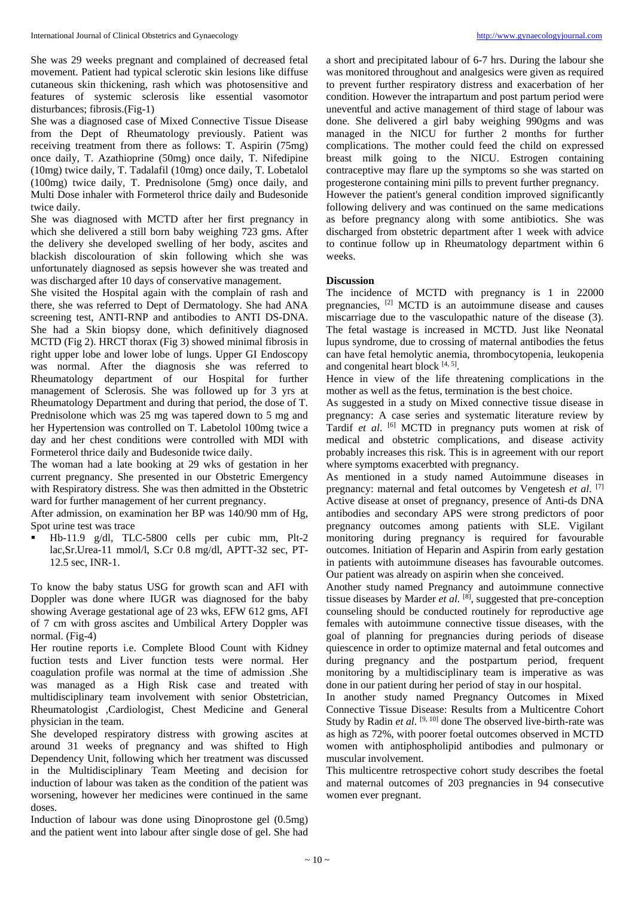She was 29 weeks pregnant and complained of decreased fetal movement. Patient had typical sclerotic skin lesions like diffuse cutaneous skin thickening, rash which was photosensitive and features of systemic sclerosis like essential vasomotor disturbances; fibrosis.(Fig-1)

She was a diagnosed case of Mixed Connective Tissue Disease from the Dept of Rheumatology previously. Patient was receiving treatment from there as follows: T. Aspirin (75mg) once daily, T. Azathioprine (50mg) once daily, T. Nifedipine (10mg) twice daily, T. Tadalafil (10mg) once daily, T. Lobetalol (100mg) twice daily, T. Prednisolone (5mg) once daily, and Multi Dose inhaler with Formeterol thrice daily and Budesonide twice daily.

She was diagnosed with MCTD after her first pregnancy in which she delivered a still born baby weighing 723 gms. After the delivery she developed swelling of her body, ascites and blackish discolouration of skin following which she was unfortunately diagnosed as sepsis however she was treated and was discharged after 10 days of conservative management.

She visited the Hospital again with the complain of rash and there, she was referred to Dept of Dermatology. She had ANA screening test, ANTI-RNP and antibodies to ANTI DS-DNA. She had a Skin biopsy done, which definitively diagnosed MCTD (Fig 2). HRCT thorax (Fig 3) showed minimal fibrosis in right upper lobe and lower lobe of lungs. Upper GI Endoscopy was normal. After the diagnosis she was referred to Rheumatology department of our Hospital for further management of Sclerosis. She was followed up for 3 yrs at Rheumatology Department and during that period, the dose of T. Prednisolone which was 25 mg was tapered down to 5 mg and her Hypertension was controlled on T. Labetolol 100mg twice a day and her chest conditions were controlled with MDI with Formeterol thrice daily and Budesonide twice daily.

The woman had a late booking at 29 wks of gestation in her current pregnancy. She presented in our Obstetric Emergency with Respiratory distress. She was then admitted in the Obstetric ward for further management of her current pregnancy.

After admission, on examination her BP was 140/90 mm of Hg, Spot urine test was trace

- Hb-11.9 g/dl, TLC-5800 cells per cubic mm, Plt-2 lac,Sr.Urea-11 mmol/l, S.Cr 0.8 mg/dl, APTT-32 sec, PT-12.5 sec, INR-1.

To know the baby status USG for growth scan and AFI with Doppler was done where IUGR was diagnosed for the baby showing Average gestational age of 23 wks, EFW 612 gms, AFI of 7 cm with gross ascites and Umbilical Artery Doppler was normal. (Fig-4)

Her routine reports i.e. Complete Blood Count with Kidney fuction tests and Liver function tests were normal. Her coagulation profile was normal at the time of admission .She was managed as a High Risk case and treated with multidisciplinary team involvement with senior Obstetrician, Rheumatologist ,Cardiologist, Chest Medicine and General physician in the team.

She developed respiratory distress with growing ascites at around 31 weeks of pregnancy and was shifted to High Dependency Unit, following which her treatment was discussed in the Multidisciplinary Team Meeting and decision for induction of labour was taken as the condition of the patient was worsening, however her medicines were continued in the same doses.

Induction of labour was done using Dinoprostone gel (0.5mg) and the patient went into labour after single dose of gel. She had a short and precipitated labour of 6-7 hrs. During the labour she was monitored throughout and analgesics were given as required to prevent further respiratory distress and exacerbation of her condition. However the intrapartum and post partum period were uneventful and active management of third stage of labour was done. She delivered a girl baby weighing 990gms and was managed in the NICU for further 2 months for further complications. The mother could feed the child on expressed breast milk going to the NICU. Estrogen containing contraceptive may flare up the symptoms so she was started on progesterone containing mini pills to prevent further pregnancy.

However the patient's general condition improved significantly following delivery and was continued on the same medications as before pregnancy along with some antibiotics. She was discharged from obstetric department after 1 week with advice to continue follow up in Rheumatology department within 6 weeks.

## Discussion

The incidence of MCTD with pregnancy is 1 in 22000 pregnancies, [2] MCTD is an autoimmune disease and causes miscarriage due to the vasculopathic nature of the disease (3). The fetal wastage is increased in MCTD. Just like Neonatal lupus syndrome, due to crossing of maternal antibodies the fetus can have fetal hemolytic anemia, thrombocytopenia, leukopenia and congenital heart block [4, 5].

Hence in view of the life threatening complications in the mother as well as the fetus, termination is the best choice.

As suggested in a study on Mixed connective tissue disease in pregnancy: A case series and systematic literature review by Tardif *et al*. [6] MCTD in pregnancy puts women at risk of medical and obstetric complications, and disease activity probably increases this risk. This is in agreement with our report where symptoms exacerbted with pregnancy.

As mentioned in a study named Autoimmune diseases in pregnancy: maternal and fetal outcomes by Vengetesh *et al*. [7] Active disease at onset of pregnancy, presence of Anti-ds DNA antibodies and secondary APS were strong predictors of poor pregnancy outcomes among patients with SLE. Vigilant monitoring during pregnancy is required for favourable outcomes. Initiation of Heparin and Aspirin from early gestation in patients with autoimmune diseases has favourable outcomes. Our patient was already on aspirin when she conceived.

Another study named Pregnancy and autoimmune connective tissue diseases by Marder *et al*. [8], suggested that pre-conception counseling should be conducted routinely for reproductive age females with autoimmune connective tissue diseases, with the goal of planning for pregnancies during periods of disease quiescence in order to optimize maternal and fetal outcomes and during pregnancy and the postpartum period, frequent monitoring by a multidisciplinary team is imperative as was done in our patient during her period of stay in our hospital.

In another study named Pregnancy Outcomes in Mixed Connective Tissue Disease: Results from a Multicentre Cohort Study by Radin *et al*. [9, 10] done The observed live-birth-rate was as high as 72%, with poorer foetal outcomes observed in MCTD women with antiphospholipid antibodies and pulmonary or muscular involvement.

This multicentre retrospective cohort study describes the foetal and maternal outcomes of 203 pregnancies in 94 consecutive women ever pregnant.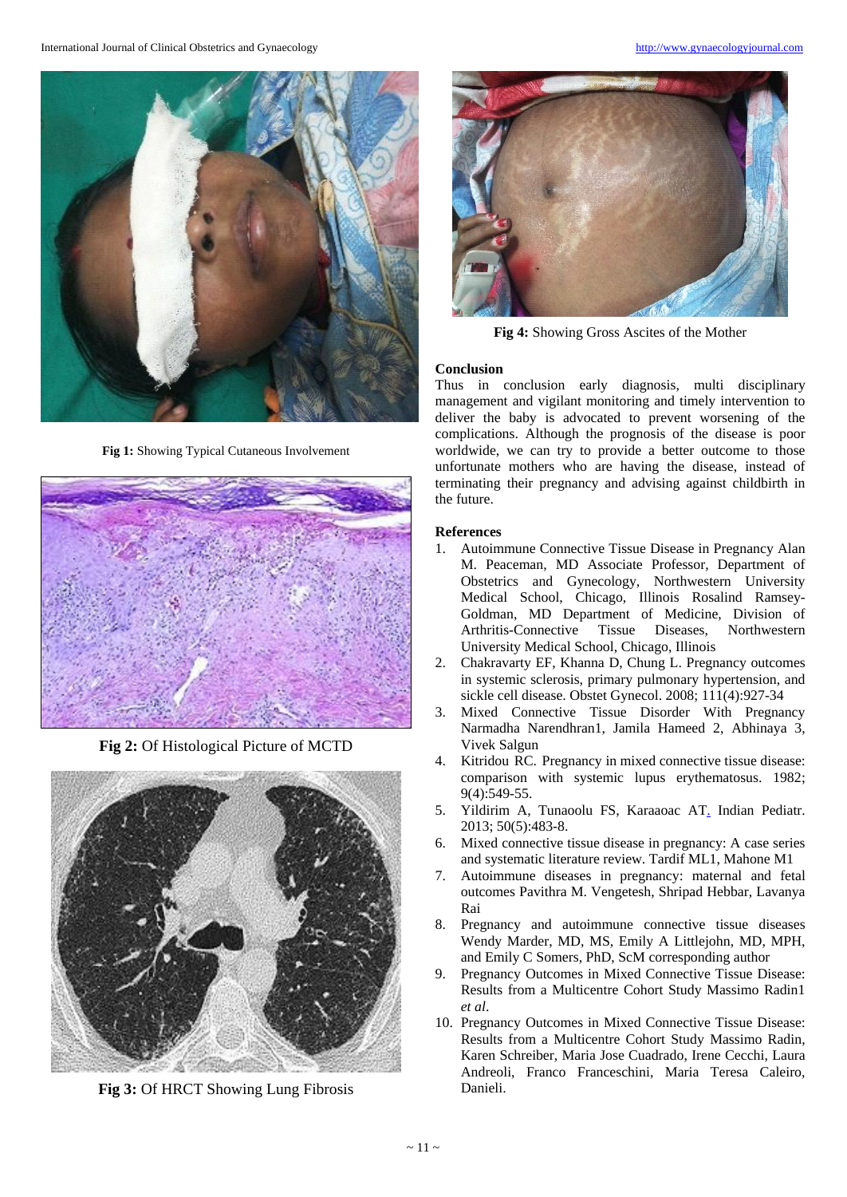Fig 1: Showing Typical Cutaneous Involvement

**Fig 2:** Of Histological Picture of MCTD

**Fig 3:** Of HRCT Showing Lung Fibrosis

**Fig 4:** Showing Gross Ascites of the Mother

## Conclusion

Thus in conclusion early diagnosis, multi disciplinary management and vigilant monitoring and timely intervention to deliver the baby is advocated to prevent worsening of the complications. Although the prognosis of the disease is poor worldwide, we can try to provide a better outcome to those unfortunate mothers who are having the disease, instead of terminating their pregnancy and advising against childbirth in the future.

## References

1. Autoimmune Connective Tissue Disease in Pregnancy Alan M. Peaceman, MD Associate Professor, Department of Obstetrics and Gynecology, Northwestern University Medical School, Chicago, Illinois Rosalind Ramsey-Goldman, MD Department of Medicine, Division of Arthritis-Connective Tissue Diseases, Northwestern University Medical School, Chicago, Illinois
2. Chakravarty EF, Khanna D, Chung L. Pregnancy outcomes in systemic sclerosis, primary pulmonary hypertension, and sickle cell disease. Obstet Gynecol. 2008; 111(4):927-34
3. Mixed Connective Tissue Disorder With Pregnancy Narmadha Narendhran1, Jamila Hameed 2, Abhinaya 3, Vivek Salgun
4. Kitridou RC. Pregnancy in mixed connective tissue disease: comparison with systemic lupus erythematosus. 1982; 9(4):549-55.
5. Yildirim A, Tunaoolu FS, Karaaoac AT. Indian Pediatr. 2013; 50(5):483-8.
6. Mixed connective tissue disease in pregnancy: A case series and systematic literature review. Tardif ML1, Mahone M1
7. Autoimmune diseases in pregnancy: maternal and fetal outcomes Pavithra M. Vengetesh, Shripad Hebbar, Lavanya Rai
8. Pregnancy and autoimmune connective tissue diseases Wendy Marder, MD, MS, Emily A Littlejohn, MD, MPH, and Emily C Somers, PhD, ScM corresponding author
9. Pregnancy Outcomes in Mixed Connective Tissue Disease: Results from a Multicentre Cohort Study Massimo Radin1 *et al*.
10. Pregnancy Outcomes in Mixed Connective Tissue Disease: Results from a Multicentre Cohort Study Massimo Radin, Karen Schreiber, Maria Jose Cuadrado, Irene Cecchi, Laura Andreoli, Franco Franceschini, Maria Teresa Caleiro, Danieli.